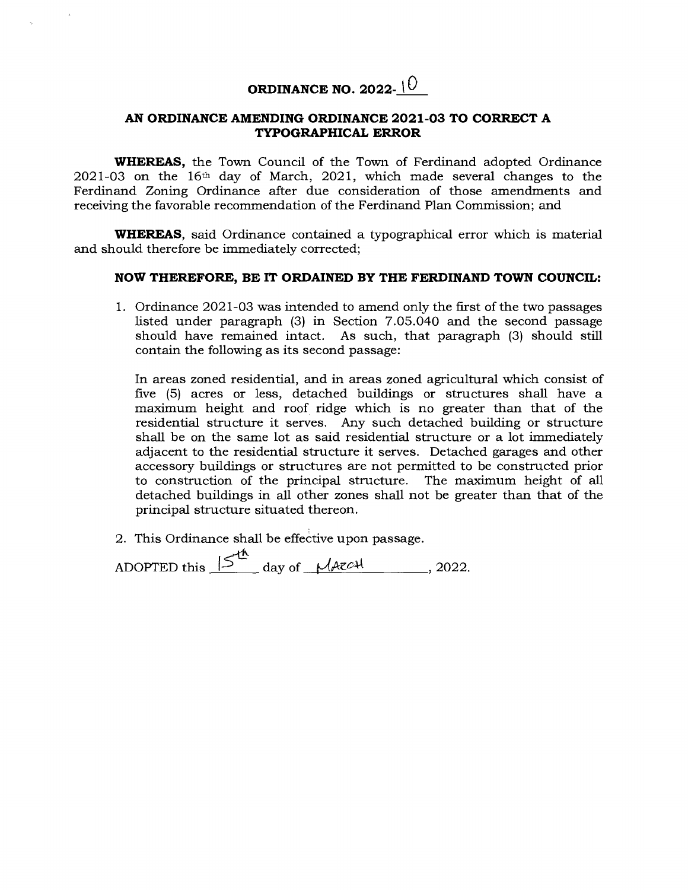# ORDINANCE NO. 2022-10

## AN ORDINANCE AMENDING ORDINANCE 2021-03 TO CORRECT A TYPOGRAPHICAL ERROR

**WHEREAS,** the Town Council of the Town of Ferdinand adopted Ordinance 2021-03 on the 16th day of March, 2021, which made several changes to the Ferdinand Zoning Ordinance after due consideration of those amendments and receiving the favorable recommendation of the Ferdinand Plan Commission; and

**WHEREAS,** said Ordinance contained a typographical error which is material and should therefore be immediately corrected;

**NOW THEREFORE, BE IT ORDAINED BY THE FERDINAND TOWN COUNCIL:**

1. Ordinance 2021-03 was intended to amend only the first of the two passages listed under paragraph (3) in Section 7.05.040 and the second passage should have remained intact. As such, that paragraph (3) should still contain the following as its second passage:

   In areas zoned residential, and in areas zoned agricultural which consist of five (5) acres or less, detached buildings or structures shall have a maximum height and roof ridge which is no greater than that of the residential structure it serves. Any such detached building or structure shall be on the same lot as said residential structure or a lot immediately adjacent to the residential structure it serves. Detached garages and other accessory buildings or structures are not permitted to be constructed prior to construction of the principal structure. The maximum height of all detached buildings in all other zones shall not be greater than that of the principal structure situated thereon.

2. This Ordinance shall be effective upon passage.

ADOPTED this 15th day of MARCH, 2022.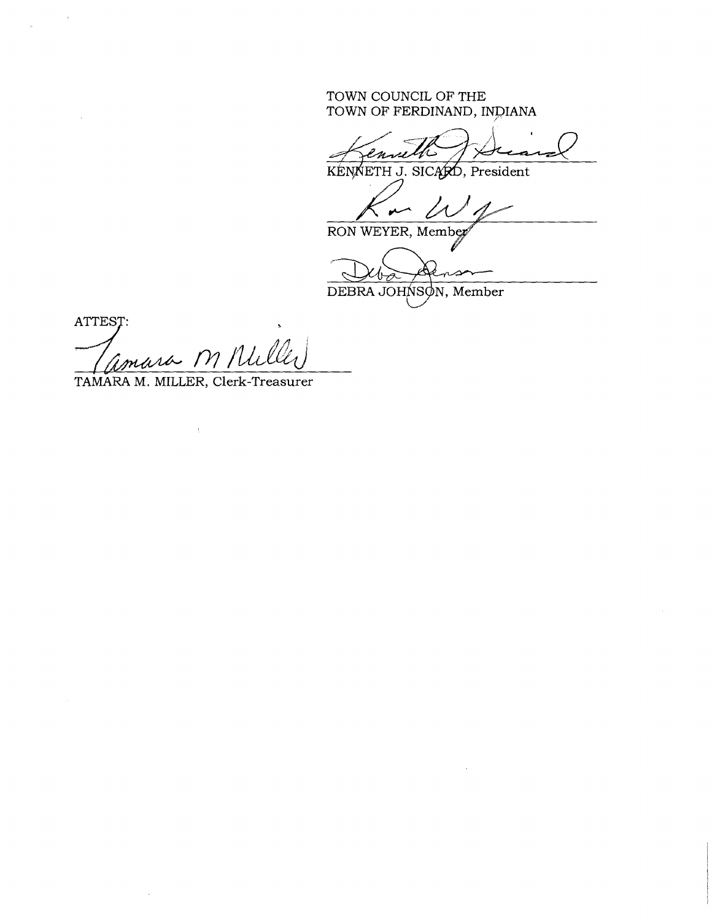TOWN COUNCIL OF THE
TOWN OF FERDINAND, INDIANA

KENNETH J. SICARD, President

RON WEYER, Member

DEBRA JOHNSON, Member

ATTEST:

TAMARA M. MILLER, Clerk-Treasurer